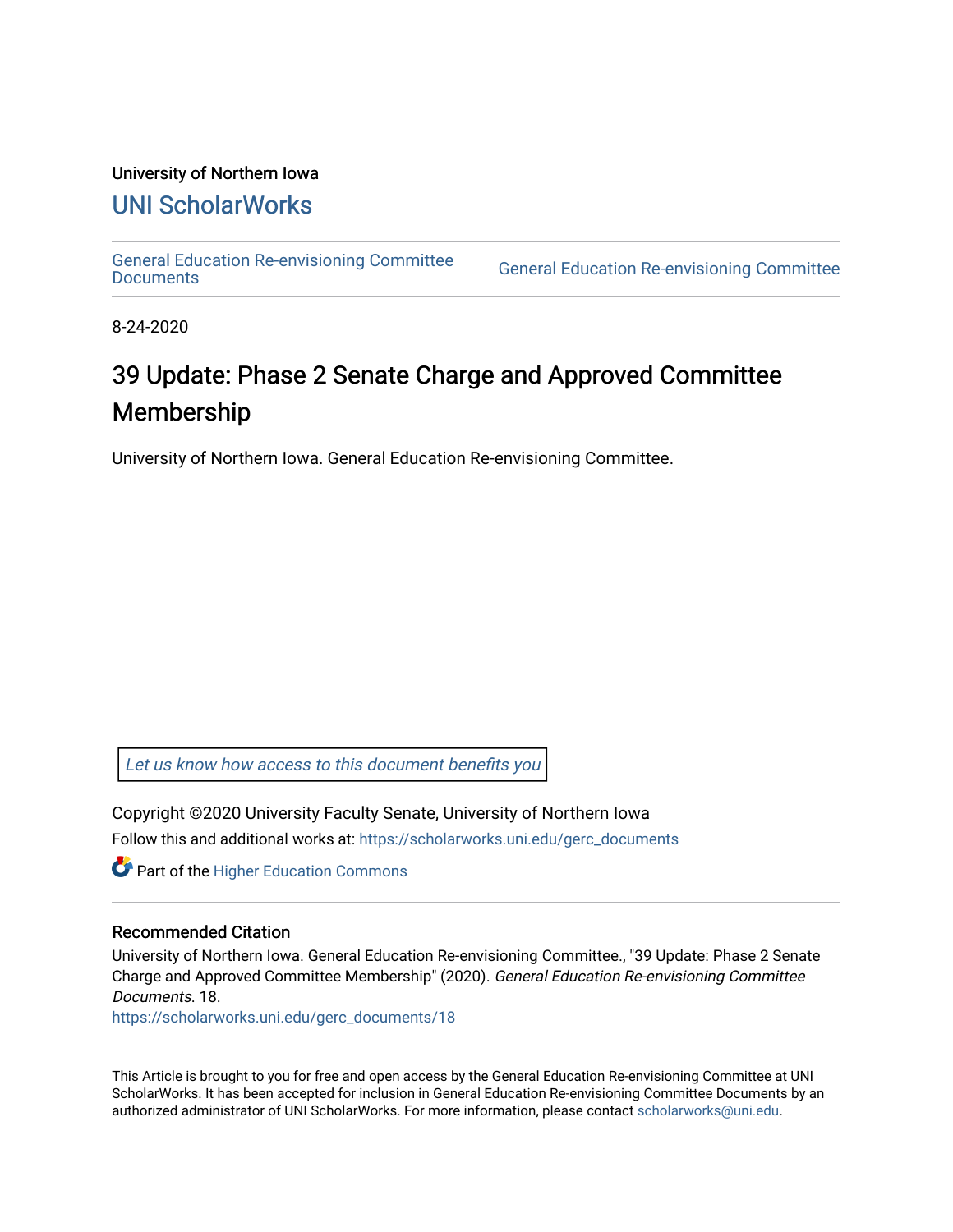University of Northern Iowa

# UNI ScholarWorks

General Education Re-envisioning Committee Documents | General Education Re-envisioning Committee

8-24-2020

# 39 Update: Phase 2 Senate Charge and Approved Committee Membership

University of Northern Iowa. General Education Re-envisioning Committee.

Let us know how access to this document benefits you

Copyright ©2020 University Faculty Senate, University of Northern Iowa

Follow this and additional works at: https://scholarworks.uni.edu/gerc_documents

Part of the Higher Education Commons

## Recommended Citation

University of Northern Iowa. General Education Re-envisioning Committee., "39 Update: Phase 2 Senate Charge and Approved Committee Membership" (2020). *General Education Re-envisioning Committee Documents*. 18.
https://scholarworks.uni.edu/gerc_documents/18

This Article is brought to you for free and open access by the General Education Re-envisioning Committee at UNI ScholarWorks. It has been accepted for inclusion in General Education Re-envisioning Committee Documents by an authorized administrator of UNI ScholarWorks. For more information, please contact scholarworks@uni.edu.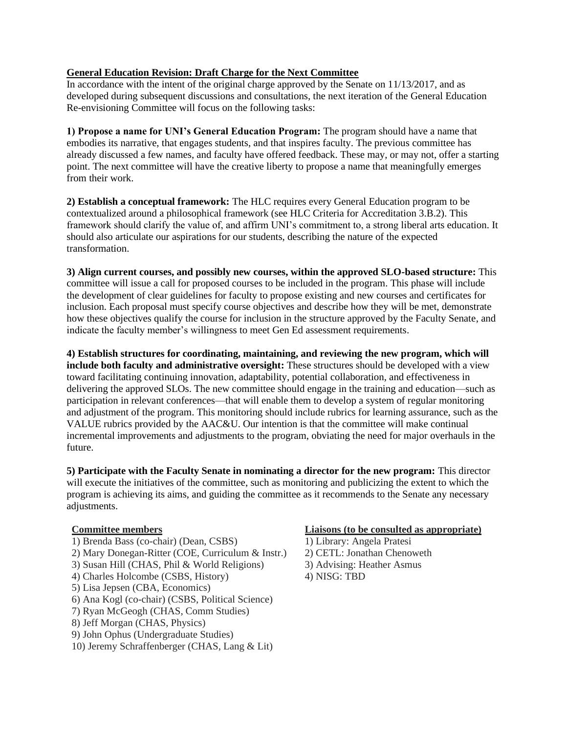**General Education Revision: Draft Charge for the Next Committee**

In accordance with the intent of the original charge approved by the Senate on 11/13/2017, and as developed during subsequent discussions and consultations, the next iteration of the General Education Re-envisioning Committee will focus on the following tasks:

**1) Propose a name for UNI's General Education Program:** The program should have a name that embodies its narrative, that engages students, and that inspires faculty. The previous committee has already discussed a few names, and faculty have offered feedback. These may, or may not, offer a starting point. The next committee will have the creative liberty to propose a name that meaningfully emerges from their work.

**2) Establish a conceptual framework:** The HLC requires every General Education program to be contextualized around a philosophical framework (see HLC Criteria for Accreditation 3.B.2). This framework should clarify the value of, and affirm UNI's commitment to, a strong liberal arts education. It should also articulate our aspirations for our students, describing the nature of the expected transformation.

**3) Align current courses, and possibly new courses, within the approved SLO-based structure:** This committee will issue a call for proposed courses to be included in the program. This phase will include the development of clear guidelines for faculty to propose existing and new courses and certificates for inclusion. Each proposal must specify course objectives and describe how they will be met, demonstrate how these objectives qualify the course for inclusion in the structure approved by the Faculty Senate, and indicate the faculty member's willingness to meet Gen Ed assessment requirements.

**4) Establish structures for coordinating, maintaining, and reviewing the new program, which will include both faculty and administrative oversight:** These structures should be developed with a view toward facilitating continuing innovation, adaptability, potential collaboration, and effectiveness in delivering the approved SLOs. The new committee should engage in the training and education—such as participation in relevant conferences—that will enable them to develop a system of regular monitoring and adjustment of the program. This monitoring should include rubrics for learning assurance, such as the VALUE rubrics provided by the AAC&U. Our intention is that the committee will make continual incremental improvements and adjustments to the program, obviating the need for major overhauls in the future.

**5) Participate with the Faculty Senate in nominating a director for the new program:** This director will execute the initiatives of the committee, such as monitoring and publicizing the extent to which the program is achieving its aims, and guiding the committee as it recommends to the Senate any necessary adjustments.

**Committee members**

1) Brenda Bass (co-chair) (Dean, CSBS)
2) Mary Donegan-Ritter (COE, Curriculum & Instr.)
3) Susan Hill (CHAS, Phil & World Religions)
4) Charles Holcombe (CSBS, History)
5) Lisa Jepsen (CBA, Economics)
6) Ana Kogl (co-chair) (CSBS, Political Science)
7) Ryan McGeogh (CHAS, Comm Studies)
8) Jeff Morgan (CHAS, Physics)
9) John Ophus (Undergraduate Studies)
10) Jeremy Schraffenberger (CHAS, Lang & Lit)

**Liaisons (to be consulted as appropriate)**

1) Library: Angela Pratesi
2) CETL: Jonathan Chenoweth
3) Advising: Heather Asmus
4) NISG: TBD